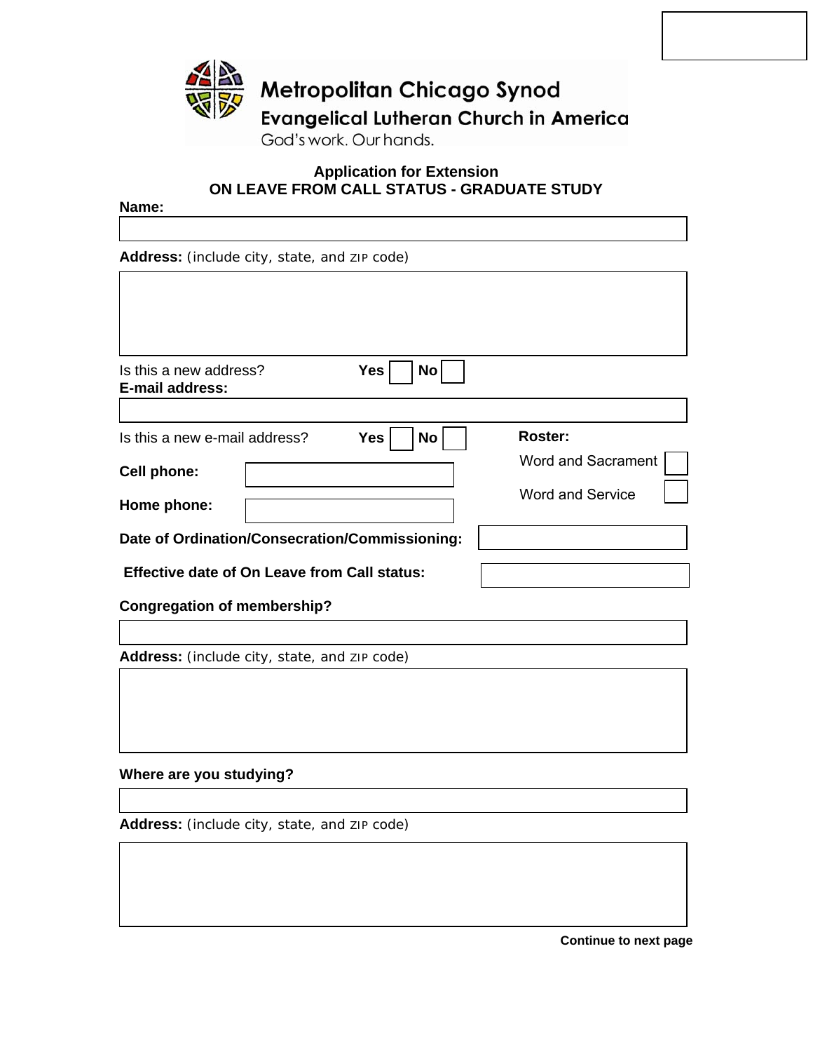**Metropolitan Chicago Synod**

**Evangelical Lutheran Church in America**

God's work. Our hands.

## Application for Extension
## ON LEAVE FROM CALL STATUS - GRADUATE STUDY

**Name:**

**Address:** (include city, state, and ZIP code)

Is this a new address? **Yes** ☐ **No** ☐

**E-mail address:**

Is this a new e-mail address? **Yes** ☐ **No** ☐

**Roster:**

Word and Sacrament ☐

Word and Service ☐

**Cell phone:**

**Home phone:**

**Date of Ordination/Consecration/Commissioning:**

**Effective date of On Leave from Call status:**

**Congregation of membership?**

**Address:** (include city, state, and ZIP code)

**Where are you studying?**

**Address:** (include city, state, and ZIP code)

**Continue to next page**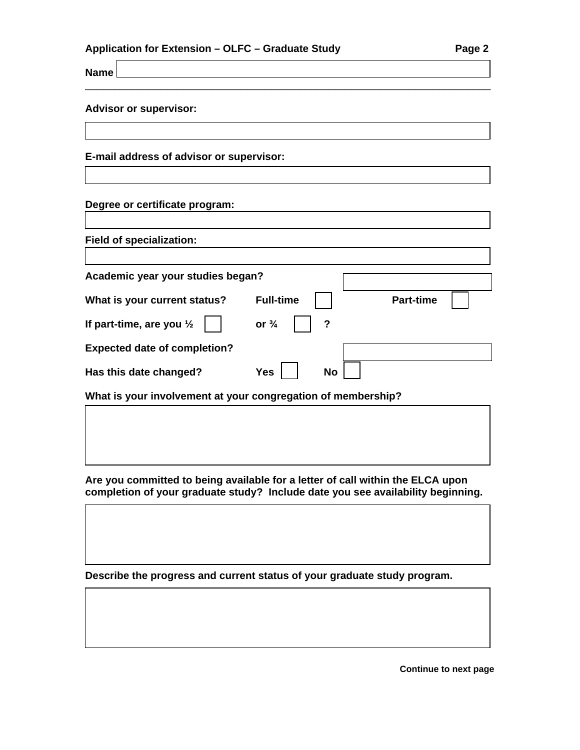**Name**

---

**Advisor or supervisor:**

**E-mail address of advisor or supervisor:**

**Degree or certificate program:**

**Field of specialization:**

**Academic year your studies began?**

**What is your current status?** **Full-time** ☐ **Part-time** ☐

**If part-time, are you ½** ☐ **or ¾** ☐ **?**

**Expected date of completion?**

**Has this date changed?** **Yes** ☐ **No** ☐

**What is your involvement at your congregation of membership?**

**Are you committed to being available for a letter of call within the ELCA upon completion of your graduate study? Include date you see availability beginning.**

**Describe the progress and current status of your graduate study program.**

**Continue to next page**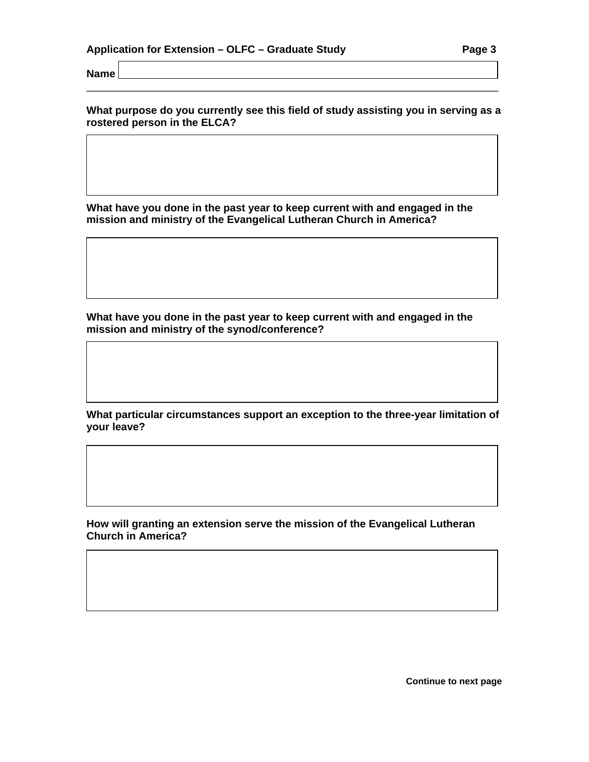**Name**

---

**What purpose do you currently see this field of study assisting you in serving as a rostered person in the ELCA?**

**What have you done in the past year to keep current with and engaged in the mission and ministry of the Evangelical Lutheran Church in America?**

**What have you done in the past year to keep current with and engaged in the mission and ministry of the synod/conference?**

**What particular circumstances support an exception to the three-year limitation of your leave?**

**How will granting an extension serve the mission of the Evangelical Lutheran Church in America?**

**Continue to next page**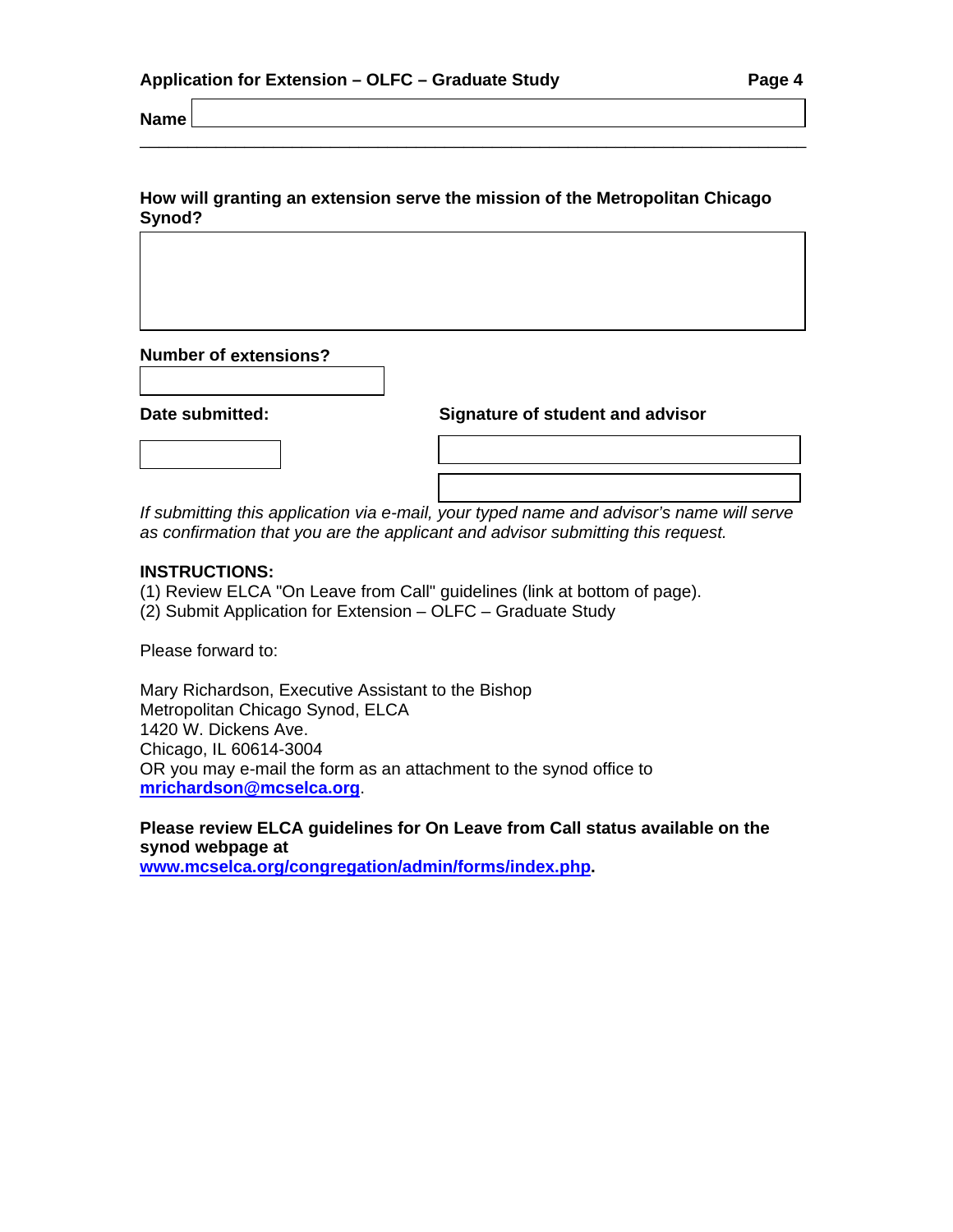**Name**

---

**How will granting an extension serve the mission of the Metropolitan Chicago Synod?**

**Number of extensions?**

**Date submitted:**

**Signature of student and advisor**

*If submitting this application via e-mail, your typed name and advisor's name will serve as confirmation that you are the applicant and advisor submitting this request.*

**INSTRUCTIONS:**
(1) Review ELCA "On Leave from Call" guidelines (link at bottom of page).
(2) Submit Application for Extension – OLFC – Graduate Study

Please forward to:

Mary Richardson, Executive Assistant to the Bishop
Metropolitan Chicago Synod, ELCA
1420 W. Dickens Ave.
Chicago, IL 60614-3004
OR you may e-mail the form as an attachment to the synod office to **mrichardson@mcselca.org**.

**Please review ELCA guidelines for On Leave from Call status available on the synod webpage at www.mcselca.org/congregation/admin/forms/index.php.**